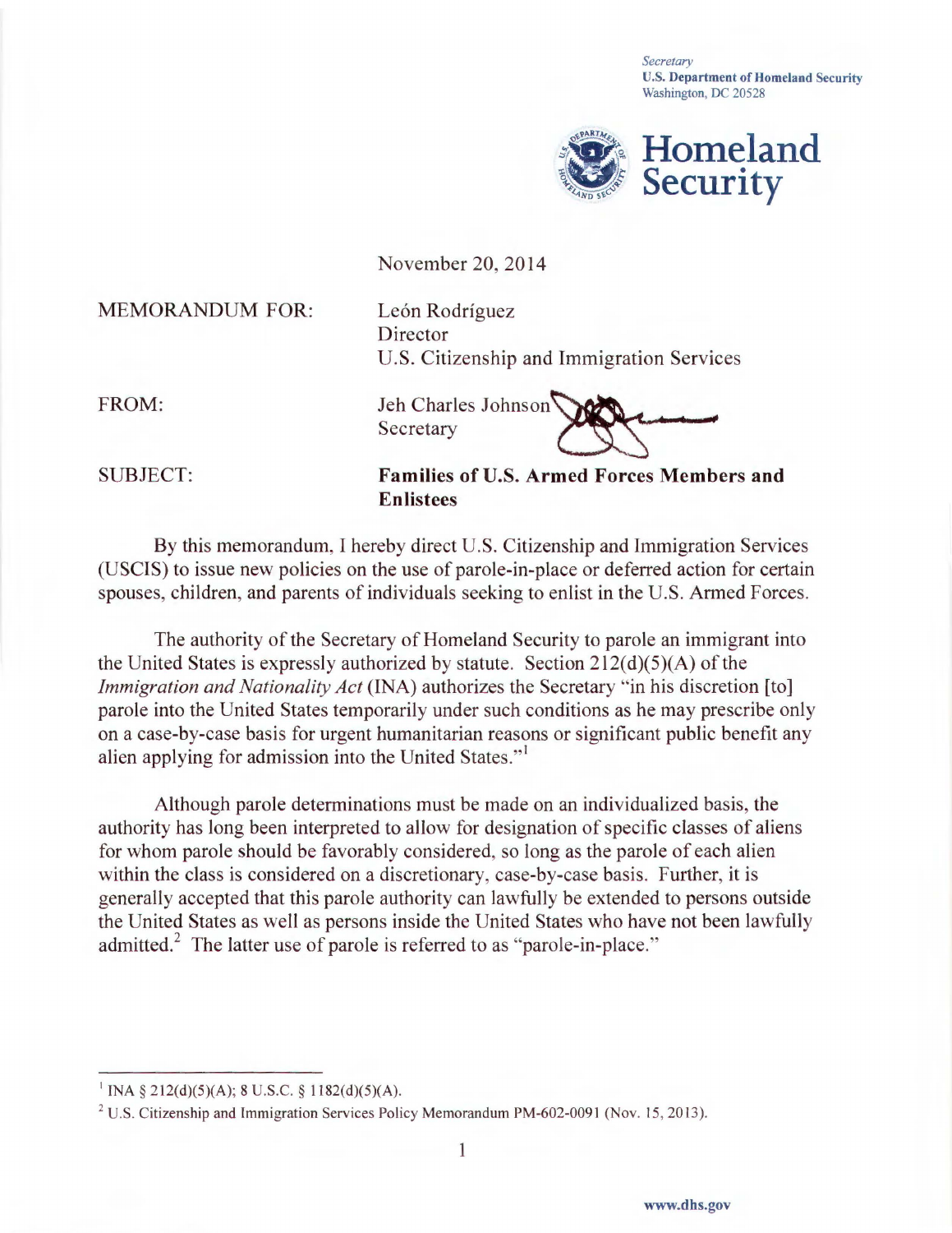Secretary
**U.S. Department of Homeland Security**
Washington, DC 20528

**Homeland Security**

November 20, 2014

MEMORANDUM FOR: León Rodríguez
Director
U.S. Citizenship and Immigration Services

FROM: Jeh Charles Johnson
Secretary

SUBJECT: **Families of U.S. Armed Forces Members and Enlistees**

By this memorandum, I hereby direct U.S. Citizenship and Immigration Services (USCIS) to issue new policies on the use of parole-in-place or deferred action for certain spouses, children, and parents of individuals seeking to enlist in the U.S. Armed Forces.

The authority of the Secretary of Homeland Security to parole an immigrant into the United States is expressly authorized by statute. Section 212(d)(5)(A) of the *Immigration and Nationality Act* (INA) authorizes the Secretary "in his discretion [to] parole into the United States temporarily under such conditions as he may prescribe only on a case-by-case basis for urgent humanitarian reasons or significant public benefit any alien applying for admission into the United States."[1]

Although parole determinations must be made on an individualized basis, the authority has long been interpreted to allow for designation of specific classes of aliens for whom parole should be favorably considered, so long as the parole of each alien within the class is considered on a discretionary, case-by-case basis. Further, it is generally accepted that this parole authority can lawfully be extended to persons outside the United States as well as persons inside the United States who have not been lawfully admitted.[2] The latter use of parole is referred to as "parole-in-place."

---

[1] INA § 212(d)(5)(A); 8 U.S.C. § 1182(d)(5)(A).

[2] U.S. Citizenship and Immigration Services Policy Memorandum PM-602-0091 (Nov. 15, 2013).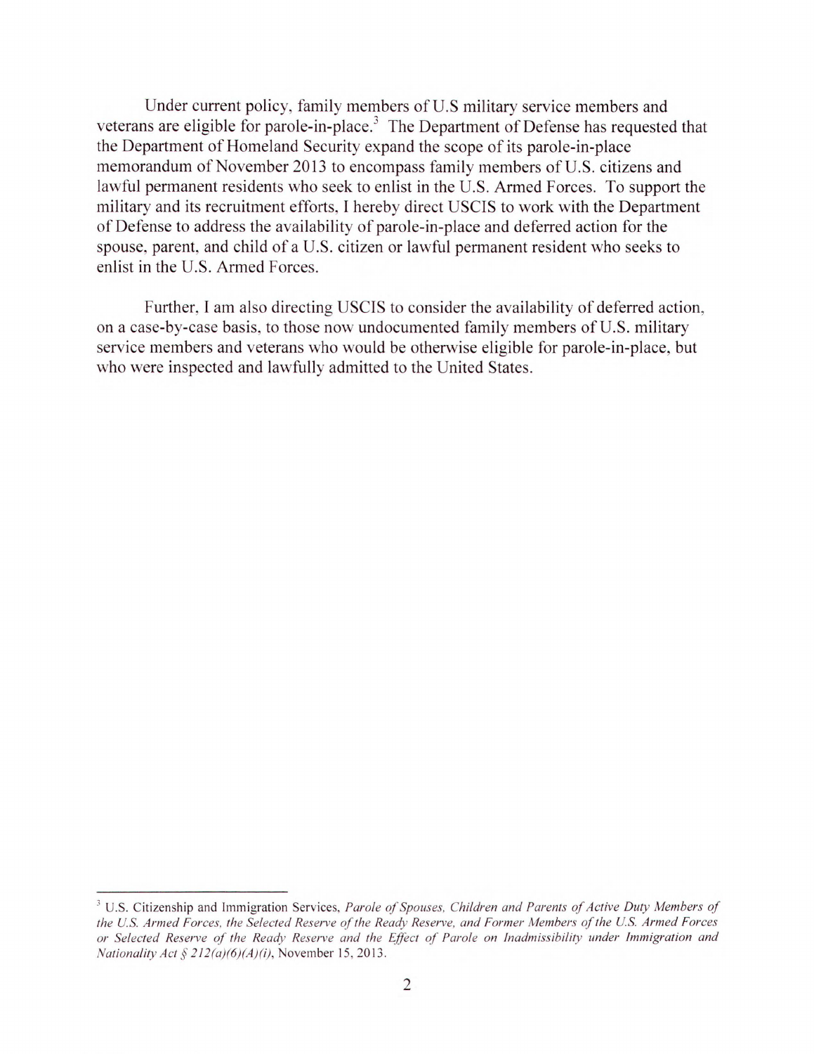Under current policy, family members of U.S military service members and veterans are eligible for parole-in-place.[3] The Department of Defense has requested that the Department of Homeland Security expand the scope of its parole-in-place memorandum of November 2013 to encompass family members of U.S. citizens and lawful permanent residents who seek to enlist in the U.S. Armed Forces. To support the military and its recruitment efforts, I hereby direct USCIS to work with the Department of Defense to address the availability of parole-in-place and deferred action for the spouse, parent, and child of a U.S. citizen or lawful permanent resident who seeks to enlist in the U.S. Armed Forces.

Further, I am also directing USCIS to consider the availability of deferred action, on a case-by-case basis, to those now undocumented family members of U.S. military service members and veterans who would be otherwise eligible for parole-in-place, but who were inspected and lawfully admitted to the United States.

---

[3] U.S. Citizenship and Immigration Services, *Parole of Spouses, Children and Parents of Active Duty Members of the U.S. Armed Forces, the Selected Reserve of the Ready Reserve, and Former Members of the U.S. Armed Forces or Selected Reserve of the Ready Reserve and the Effect of Parole on Inadmissibility under Immigration and Nationality Act § 212(a)(6)(A)(i)*, November 15, 2013.